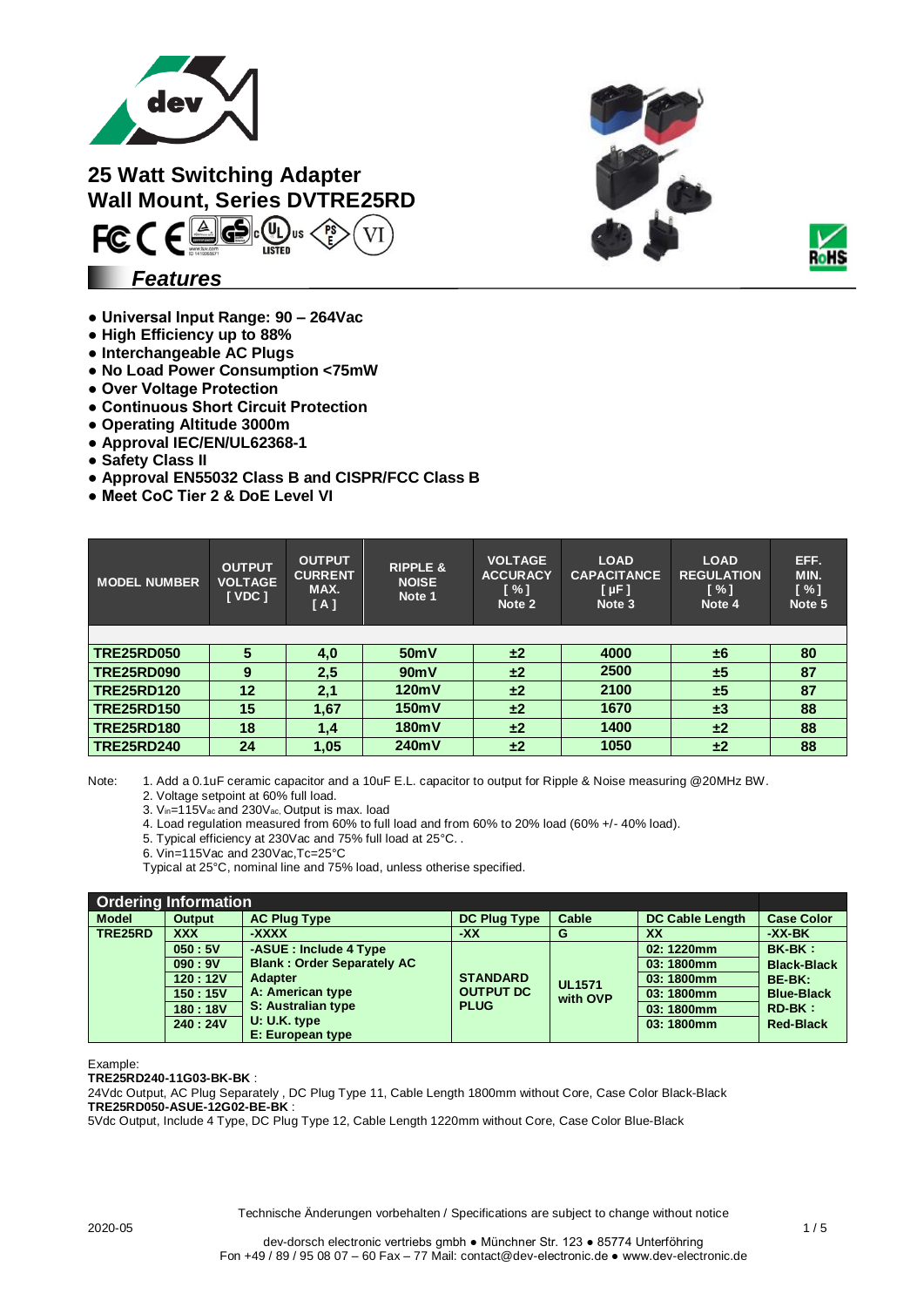# 25 Watt Switching Adapter
# Wall Mount, Series DVTRE25RD

## Features

- Universal Input Range: 90 – 264Vac
- High Efficiency up to 88%
- Interchangeable AC Plugs
- No Load Power Consumption <75mW
- Over Voltage Protection
- Continuous Short Circuit Protection
- Operating Altitude 3000m
- Approval IEC/EN/UL62368-1
- Safety Class II
- Approval EN55032 Class B and CISPR/FCC Class B
- Meet CoC Tier 2 & DoE Level VI

| MODEL NUMBER | OUTPUT VOLTAGE [ VDC ] | OUTPUT CURRENT MAX. [ A ] | RIPPLE & NOISE Note 1 | VOLTAGE ACCURACY [ % ] Note 2 | LOAD CAPACITANCE [ µF ] Note 3 | LOAD REGULATION [ % ] Note 4 | EFF. MIN. [ % ] Note 5 |
|---|---|---|---|---|---|---|---|
| TRE25RD050 | 5 | 4,0 | 50mV | ±2 | 4000 | ±6 | 80 |
| TRE25RD090 | 9 | 2,5 | 90mV | ±2 | 2500 | ±5 | 87 |
| TRE25RD120 | 12 | 2,1 | 120mV | ±2 | 2100 | ±5 | 87 |
| TRE25RD150 | 15 | 1,67 | 150mV | ±2 | 1670 | ±3 | 88 |
| TRE25RD180 | 18 | 1,4 | 180mV | ±2 | 1400 | ±2 | 88 |
| TRE25RD240 | 24 | 1,05 | 240mV | ±2 | 1050 | ±2 | 88 |

Note:
1. Add a 0.1uF ceramic capacitor and a 10uF E.L. capacitor to output for Ripple & Noise measuring @20MHz BW.
2. Voltage setpoint at 60% full load.
3. $V_{in}$=115$V_{ac}$ and 230$V_{ac}$, Output is max. load
4. Load regulation measured from 60% to full load and from 60% to 20% load (60% +/- 40% load).
5. Typical efficiency at 230Vac and 75% full load at 25°C. .
6. Vin=115Vac and 230Vac,Tc=25°C

Typical at 25°C, nominal line and 75% load, unless otherise specified.

**Ordering Information**

| Model | Output | AC Plug Type | DC Plug Type | Cable | DC Cable Length | Case Color |
|---|---|---|---|---|---|---|
| TRE25RD | XXX | -XXXX | -XX | G | XX | -XX-BK |
| | 050 : 5V<br>090 : 9V<br>120 : 12V<br>150 : 15V<br>180 : 18V<br>240 : 24V | -ASUE : Include 4 Type<br>Blank : Order Separately AC Adapter<br>A: American type<br>S: Australian type<br>U: U.K. type<br>E: European type | STANDARD OUTPUT DC PLUG | UL1571 with OVP | 02: 1220mm<br>03: 1800mm<br>03: 1800mm<br>03: 1800mm<br>03: 1800mm<br>03: 1800mm | BK-BK : Black-Black<br>BE-BK: Blue-Black<br>RD-BK : Red-Black |

Example:

**TRE25RD240-11G03-BK-BK** :
24Vdc Output, AC Plug Separately , DC Plug Type 11, Cable Length 1800mm without Core, Case Color Black-Black

**TRE25RD050-ASUE-12G02-BE-BK** :
5Vdc Output, Include 4 Type, DC Plug Type 12, Cable Length 1220mm without Core, Case Color Blue-Black

Technische Änderungen vorbehalten / Specifications are subject to change without notice

2020-05

dev-dorsch electronic vertriebs gmbh ● Münchner Str. 123 ● 85774 Unterföhring
Fon +49 / 89 / 95 08 07 – 60 Fax – 77 Mail: contact@dev-electronic.de ● www.dev-electronic.de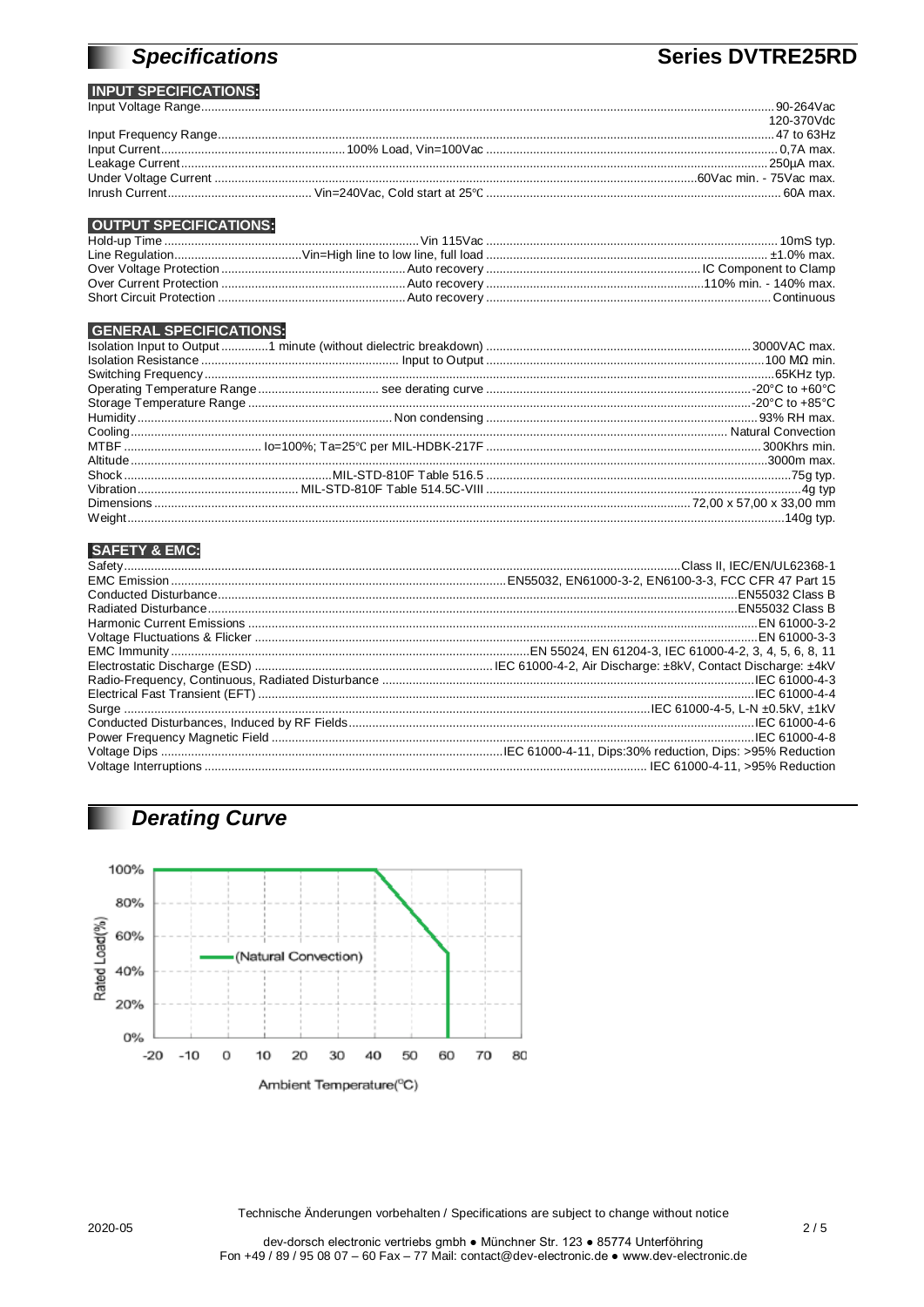## Specifications

**Series DVTRE25RD**

### INPUT SPECIFICATIONS:

| | | |
|---|---|---|
| Input Voltage Range | | 90-264Vac<br>120-370Vdc |
| Input Frequency Range | | 47 to 63Hz |
| Input Current | 100% Load, Vin=100Vac | 0,7A max. |
| Leakage Current | | 250µA max. |
| Under Voltage Current | | 60Vac min. - 75Vac max. |
| Inrush Current | Vin=240Vac, Cold start at 25℃ | 60A max. |

### OUTPUT SPECIFICATIONS:

| | | |
|---|---|---|
| Hold-up Time | Vin 115Vac | 10mS typ. |
| Line Regulation | Vin=High line to low line, full load | ±1.0% max. |
| Over Voltage Protection | Auto recovery | IC Component to Clamp |
| Over Current Protection | Auto recovery | 110% min. - 140% max. |
| Short Circuit Protection | Auto recovery | Continuous |

### GENERAL SPECIFICATIONS:

| | | |
|---|---|---|
| Isolation Input to Output | 1 minute (without dielectric breakdown) | 3000VAC max. |
| Isolation Resistance | Input to Output | 100 MΩ min. |
| Switching Frequency | | 65KHz typ. |
| Operating Temperature Range | see derating curve | -20°C to +60°C |
| Storage Temperature Range | | -20°C to +85°C |
| Humidity | Non condensing | 93% RH max. |
| Cooling | | Natural Convection |
| MTBF | Io=100%; Ta=25℃ per MIL-HDBK-217F | 300Khrs min. |
| Altitude | | 3000m max. |
| Shock | MIL-STD-810F Table 516.5 | 75g typ. |
| Vibration | MIL-STD-810F Table 514.5C-VIII | 4g typ |
| Dimensions | | 72,00 x 57,00 x 33,00 mm |
| Weight | | 140g typ. |

### SAFETY & EMC:

| | |
|---|---|
| Safety | Class II, IEC/EN/UL62368-1 |
| EMC Emission | EN55032, EN61000-3-2, EN6100-3-3, FCC CFR 47 Part 15 |
| Conducted Disturbance | EN55032 Class B |
| Radiated Disturbance | EN55032 Class B |
| Harmonic Current Emissions | EN 61000-3-2 |
| Voltage Fluctuations & Flicker | EN 61000-3-3 |
| EMC Immunity | EN 55024, EN 61204-3, IEC 61000-4-2, 3, 4, 5, 6, 8, 11 |
| Electrostatic Discharge (ESD) | IEC 61000-4-2, Air Discharge: ±8kV, Contact Discharge: ±4kV |
| Radio-Frequency, Continuous, Radiated Disturbance | IEC 61000-4-3 |
| Electrical Fast Transient (EFT) | IEC 61000-4-4 |
| Surge | IEC 61000-4-5, L-N ±0.5kV, ±1kV |
| Conducted Disturbances, Induced by RF Fields | IEC 61000-4-6 |
| Power Frequency Magnetic Field | IEC 61000-4-8 |
| Voltage Dips | IEC 61000-4-11, Dips:30% reduction, Dips: >95% Reduction |
| Voltage Interruptions | IEC 61000-4-11, >95% Reduction |

## Derating Curve

Rated Load(%) vs. Ambient Temperature(℃) — (Natural Convection): 100% from -20 to 40°C, decreasing to 50% at 60°C.

Technische Änderungen vorbehalten / Specifications are subject to change without notice

2020-05

dev-dorsch electronic vertriebs gmbh ● Münchner Str. 123 ● 85774 Unterföhring
Fon +49 / 89 / 95 08 07 – 60 Fax – 77 Mail: contact@dev-electronic.de ● www.dev-electronic.de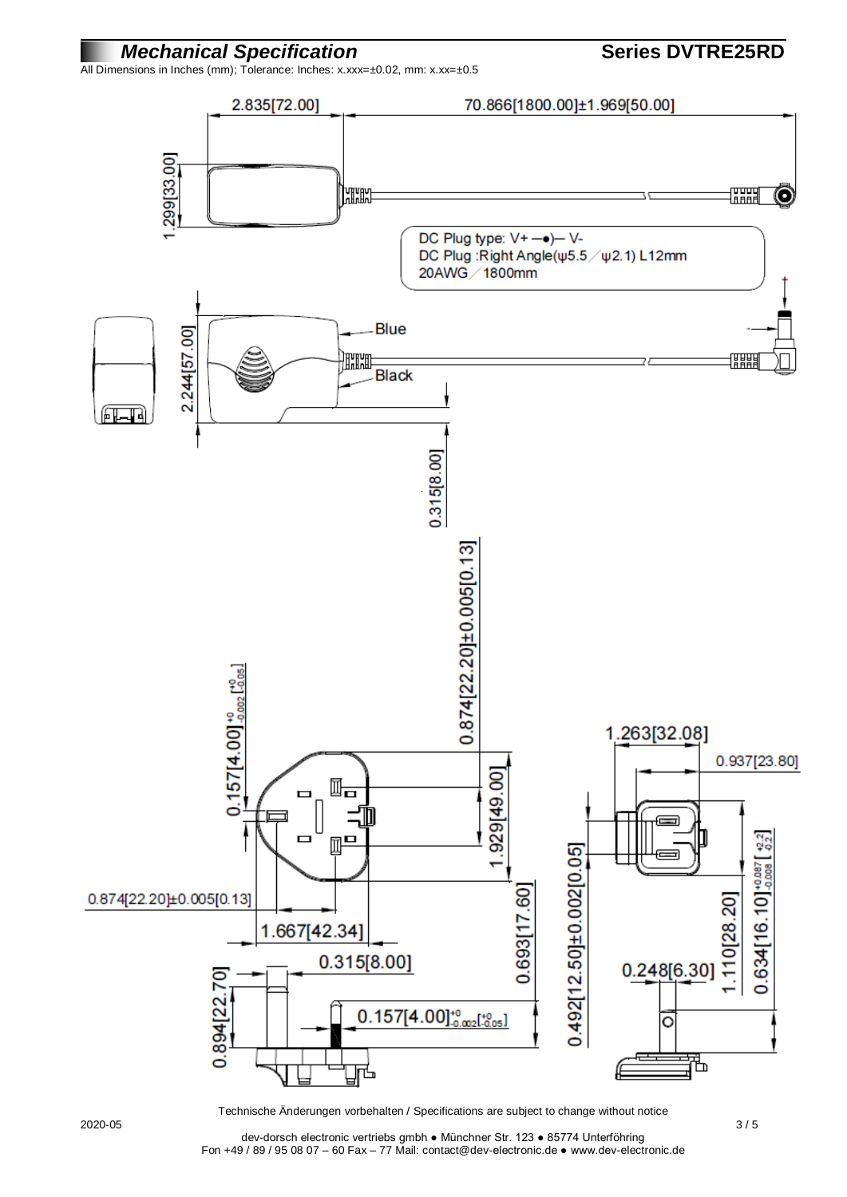## Mechanical Specification

**Series DVTRE25RD**

All Dimensions in Inches (mm); Tolerance: Inches: x.xxx=±0.02, mm: x.xx=±0.5

2.835[72.00]

70.866[1800.00]±1.969[50.00]

1.299[33.00]

DC Plug type: V+ —●)— V-
DC Plug :Right Angle(ψ5.5 ⁄ ψ2.1) L12mm
20AWG ⁄ 1800mm

Blue

Black

2.244[57.00]

0.315[8.00]

0.874[22.20]±0.005[0.13]

$0.157[4.00]^{+0}_{-0.002}[^{+0}_{-0.05}]$

1.929[49.00]

0.874[22.20]±0.005[0.13]

1.667[42.34]

0.315[8.00]

0.894[22.70]

$0.157[4.00]^{+0}_{-0.002}[^{+0}_{-0.05}]$

0.693[17.60]

1.263[32.08]

0.937[23.80]

0.492[12.50]±0.002[0.05]

$0.634[16.10]^{+0.087}_{-0.008}[^{+2.2}_{-0.2}]$

1.110[28.20]

0.248[6.30]

Technische Änderungen vorbehalten / Specifications are subject to change without notice

2020-05

dev-dorsch electronic vertriebs gmbh ● Münchner Str. 123 ● 85774 Unterföhring
Fon +49 / 89 / 95 08 07 – 60 Fax – 77 Mail: contact@dev-electronic.de ● www.dev-electronic.de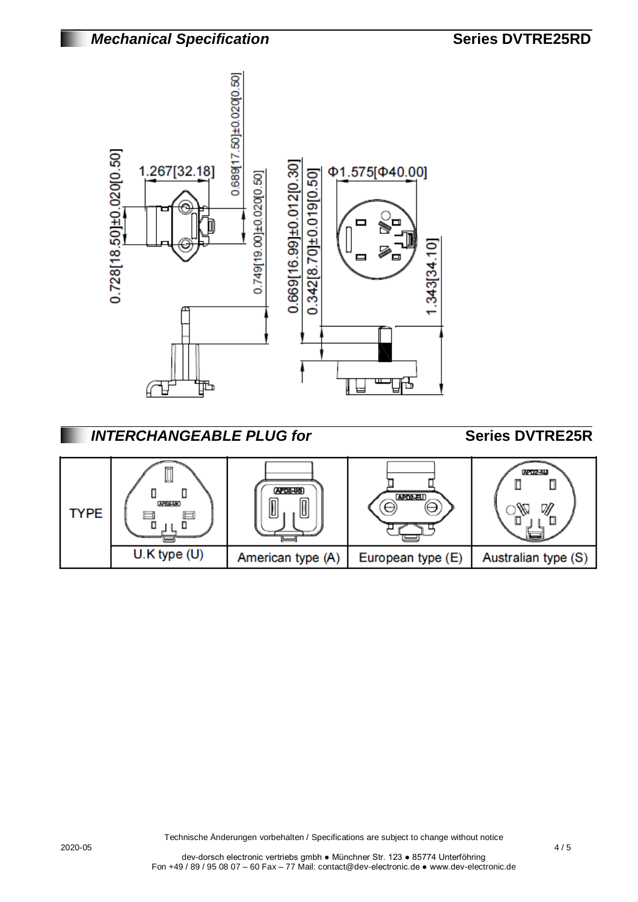## *Mechanical Specification* — Series DVTRE25RD

1.267[32.18]

0.728[18.50]±0.020[0.50]

0.689[17.50]±0.020[0.50]

0.749[19.00]±0.020[0.50]

0.669[16.99]±0.012[0.30]

0.342[8.70]±0.019[0.50]

Φ1.575[Φ40.00]

1.343[34.10]

## *INTERCHANGEABLE PLUG for* — Series DVTRE25R

| TYPE | APD2-UK | APD2-US | APD2-EU | APD2-AU |
|---|---|---|---|---|
| | U.K type (U) | American type (A) | European type (E) | Australian type (S) |

Technische Änderungen vorbehalten / Specifications are subject to change without notice

2020-05

dev-dorsch electronic vertriebs gmbh ● Münchner Str. 123 ● 85774 Unterföhring
Fon +49 / 89 / 95 08 07 – 60 Fax – 77 Mail: contact@dev-electronic.de ● www.dev-electronic.de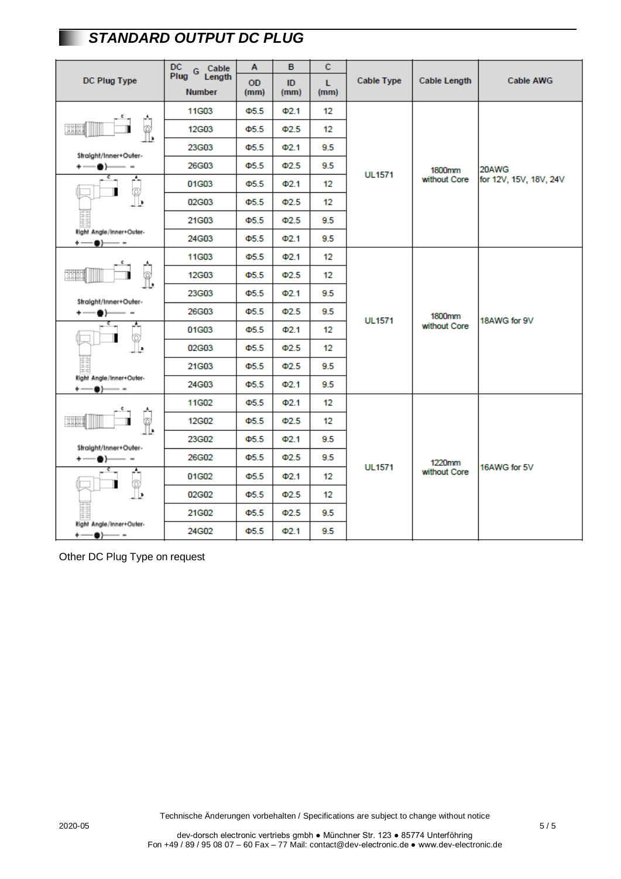## *STANDARD OUTPUT DC PLUG*

| DC Plug Type | DC Plug G Cable Length Number | A OD (mm) | B ID (mm) | C L (mm) | Cable Type | Cable Length | Cable AWG |
|---|---|---|---|---|---|---|---|
| Straight/Inner+Outer- | 11G03 | Φ5.5 | Φ2.1 | 12 | UL1571 | 1800mm without Core | 20AWG for 12V, 15V, 18V, 24V |
| | 12G03 | Φ5.5 | Φ2.5 | 12 | | | |
| | 23G03 | Φ5.5 | Φ2.1 | 9.5 | | | |
| | 26G03 | Φ5.5 | Φ2.5 | 9.5 | | | |
| Right Angle/Inner+Outer- | 01G03 | Φ5.5 | Φ2.1 | 12 | | | |
| | 02G03 | Φ5.5 | Φ2.5 | 12 | | | |
| | 21G03 | Φ5.5 | Φ2.5 | 9.5 | | | |
| | 24G03 | Φ5.5 | Φ2.1 | 9.5 | | | |
| Straight/Inner+Outer- | 11G03 | Φ5.5 | Φ2.1 | 12 | UL1571 | 1800mm without Core | 18AWG for 9V |
| | 12G03 | Φ5.5 | Φ2.5 | 12 | | | |
| | 23G03 | Φ5.5 | Φ2.1 | 9.5 | | | |
| | 26G03 | Φ5.5 | Φ2.5 | 9.5 | | | |
| Right Angle/Inner+Outer- | 01G03 | Φ5.5 | Φ2.1 | 12 | | | |
| | 02G03 | Φ5.5 | Φ2.5 | 12 | | | |
| | 21G03 | Φ5.5 | Φ2.5 | 9.5 | | | |
| | 24G03 | Φ5.5 | Φ2.1 | 9.5 | | | |
| Straight/Inner+Outer- | 11G02 | Φ5.5 | Φ2.1 | 12 | UL1571 | 1220mm without Core | 16AWG for 5V |
| | 12G02 | Φ5.5 | Φ2.5 | 12 | | | |
| | 23G02 | Φ5.5 | Φ2.1 | 9.5 | | | |
| | 26G02 | Φ5.5 | Φ2.5 | 9.5 | | | |
| Right Angle/Inner+Outer- | 01G02 | Φ5.5 | Φ2.1 | 12 | | | |
| | 02G02 | Φ5.5 | Φ2.5 | 12 | | | |
| | 21G02 | Φ5.5 | Φ2.5 | 9.5 | | | |
| | 24G02 | Φ5.5 | Φ2.1 | 9.5 | | | |

Other DC Plug Type on request

Technische Änderungen vorbehalten / Specifications are subject to change without notice

2020-05

dev-dorsch electronic vertriebs gmbh ● Münchner Str. 123 ● 85774 Unterföhring
Fon +49 / 89 / 95 08 07 – 60 Fax – 77 Mail: contact@dev-electronic.de ● www.dev-electronic.de